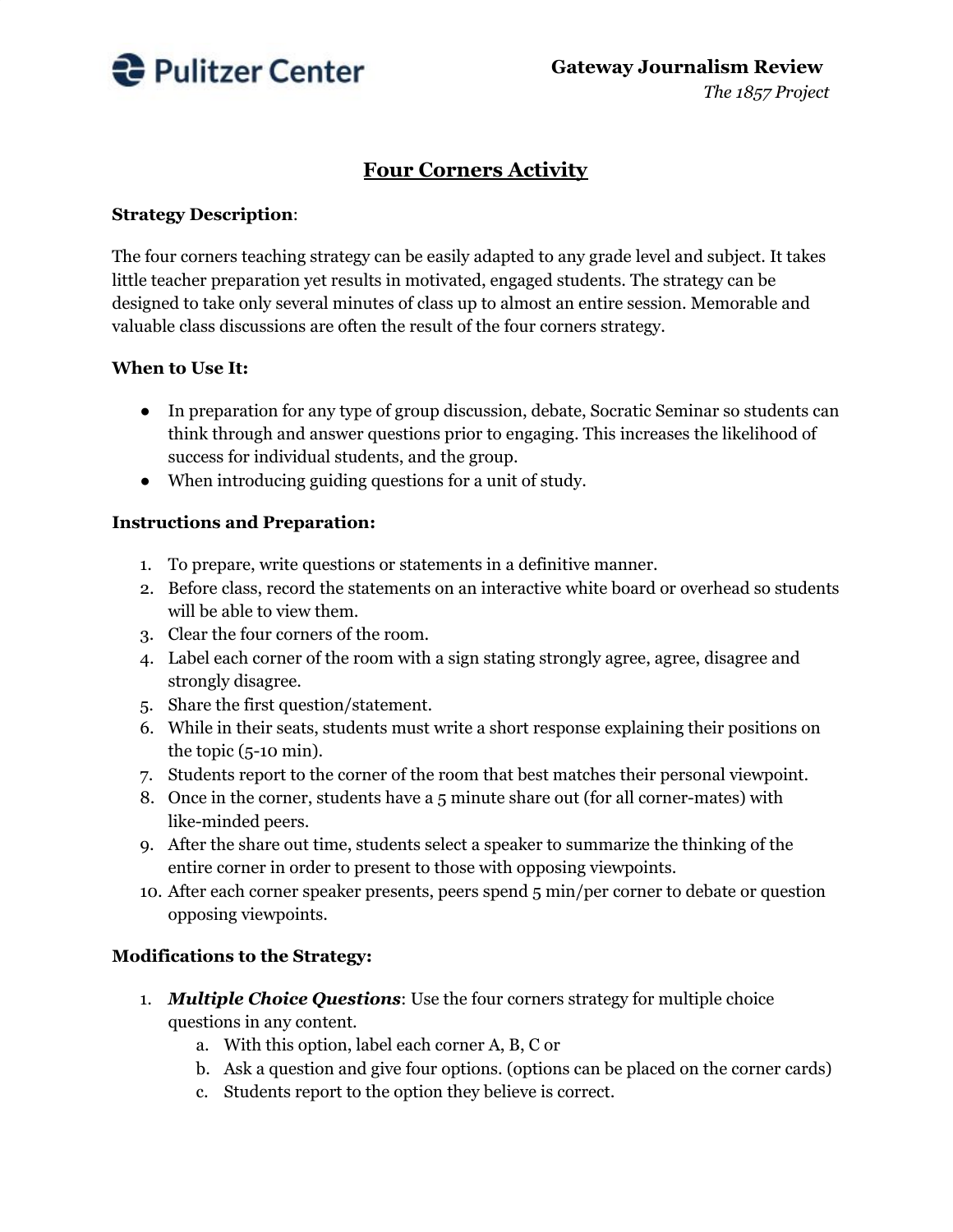Pulitzer Center

**Gateway Journalism Review**
*The 1857 Project*

# Four Corners Activity

**Strategy Description**:

The four corners teaching strategy can be easily adapted to any grade level and subject. It takes little teacher preparation yet results in motivated, engaged students. The strategy can be designed to take only several minutes of class up to almost an entire session. Memorable and valuable class discussions are often the result of the four corners strategy.

**When to Use It:**

- In preparation for any type of group discussion, debate, Socratic Seminar so students can think through and answer questions prior to engaging. This increases the likelihood of success for individual students, and the group.
- When introducing guiding questions for a unit of study.

**Instructions and Preparation:**

1. To prepare, write questions or statements in a definitive manner.
2. Before class, record the statements on an interactive white board or overhead so students will be able to view them.
3. Clear the four corners of the room.
4. Label each corner of the room with a sign stating strongly agree, agree, disagree and strongly disagree.
5. Share the first question/statement.
6. While in their seats, students must write a short response explaining their positions on the topic (5-10 min).
7. Students report to the corner of the room that best matches their personal viewpoint.
8. Once in the corner, students have a 5 minute share out (for all corner-mates) with like-minded peers.
9. After the share out time, students select a speaker to summarize the thinking of the entire corner in order to present to those with opposing viewpoints.
10. After each corner speaker presents, peers spend 5 min/per corner to debate or question opposing viewpoints.

**Modifications to the Strategy:**

1. ***Multiple Choice Questions***: Use the four corners strategy for multiple choice questions in any content.
   a. With this option, label each corner A, B, C or
   b. Ask a question and give four options. (options can be placed on the corner cards)
   c. Students report to the option they believe is correct.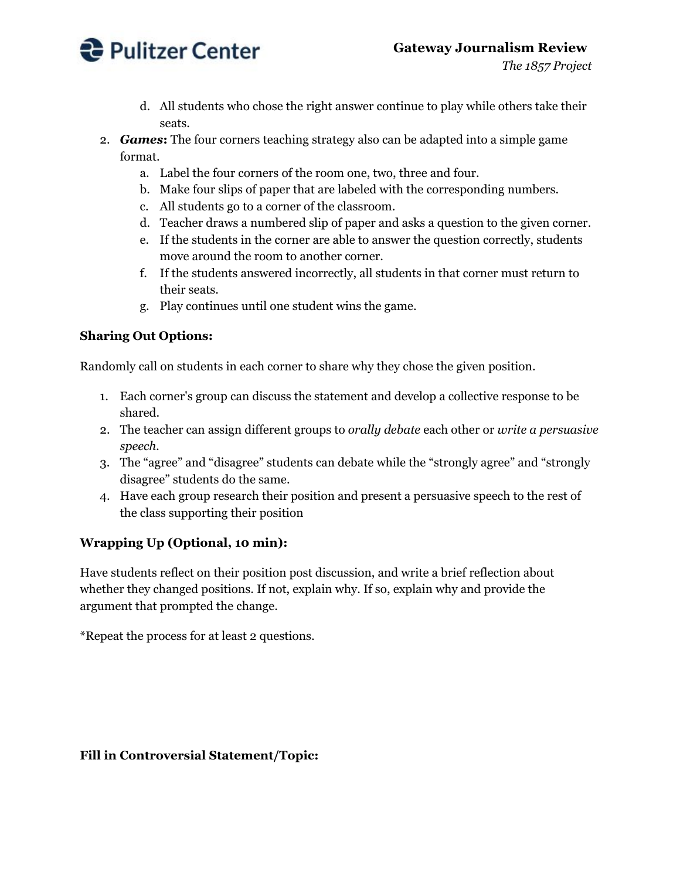d. All students who chose the right answer continue to play while others take their seats.

2. ***Games*:** The four corners teaching strategy also can be adapted into a simple game format.
   a. Label the four corners of the room one, two, three and four.
   b. Make four slips of paper that are labeled with the corresponding numbers.
   c. All students go to a corner of the classroom.
   d. Teacher draws a numbered slip of paper and asks a question to the given corner.
   e. If the students in the corner are able to answer the question correctly, students move around the room to another corner.
   f. If the students answered incorrectly, all students in that corner must return to their seats.
   g. Play continues until one student wins the game.

**Sharing Out Options:**

Randomly call on students in each corner to share why they chose the given position.

1. Each corner's group can discuss the statement and develop a collective response to be shared.
2. The teacher can assign different groups to *orally debate* each other or *write a persuasive speech*.
3. The "agree" and "disagree" students can debate while the "strongly agree" and "strongly disagree" students do the same.
4. Have each group research their position and present a persuasive speech to the rest of the class supporting their position

**Wrapping Up (Optional, 10 min):**

Have students reflect on their position post discussion, and write a brief reflection about whether they changed positions. If not, explain why. If so, explain why and provide the argument that prompted the change.

*Repeat the process for at least 2 questions.

**Fill in Controversial Statement/Topic:**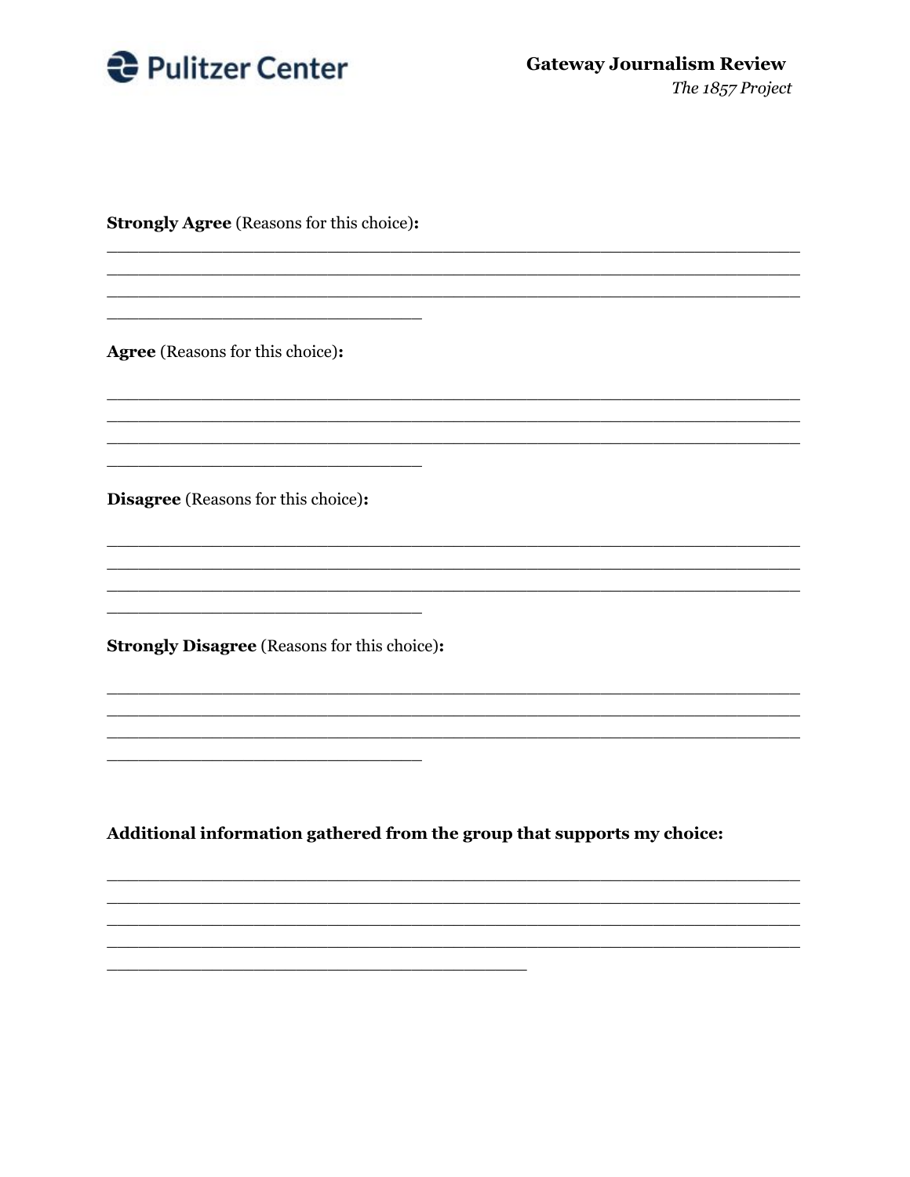**Strongly Agree** (Reasons for this choice):

______________________________________________________________________
______________________________________________________________________
______________________________________________________________________
______________________________

**Agree** (Reasons for this choice):

______________________________________________________________________
______________________________________________________________________
______________________________________________________________________
______________________________

**Disagree** (Reasons for this choice):

______________________________________________________________________
______________________________________________________________________
______________________________________________________________________
______________________________

**Strongly Disagree** (Reasons for this choice):

______________________________________________________________________
______________________________________________________________________
______________________________________________________________________
______________________________

**Additional information gathered from the group that supports my choice:**

______________________________________________________________________
______________________________________________________________________
______________________________________________________________________
______________________________________________________________________
__________________________________________